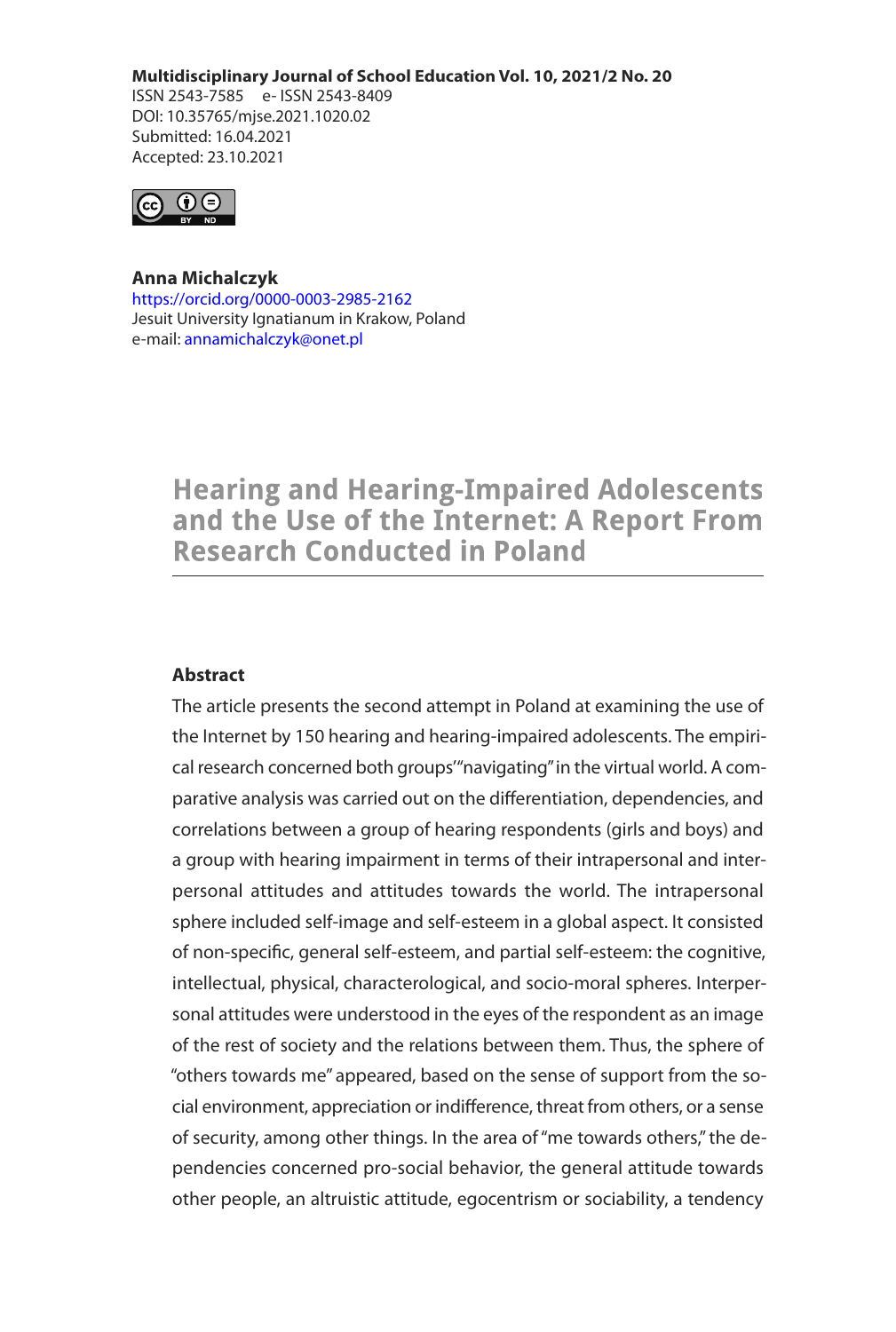**Multidisciplinary Journal of School Education Vol. 10, 2021/2 No. 20**
ISSN 2543-7585 e- ISSN 2543-8409
DOI: 10.35765/mjse.2021.1020.02
Submitted: 16.04.2021
Accepted: 23.10.2021

**Anna Michalczyk**
https://orcid.org/0000-0003-2985-2162
Jesuit University Ignatianum in Krakow, Poland
e-mail: annamichalczyk@onet.pl

# Hearing and Hearing-Impaired Adolescents and the Use of the Internet: A Report From Research Conducted in Poland

## Abstract

The article presents the second attempt in Poland at examining the use of the Internet by 150 hearing and hearing-impaired adolescents. The empirical research concerned both groups' "navigating" in the virtual world. A comparative analysis was carried out on the differentiation, dependencies, and correlations between a group of hearing respondents (girls and boys) and a group with hearing impairment in terms of their intrapersonal and interpersonal attitudes and attitudes towards the world. The intrapersonal sphere included self-image and self-esteem in a global aspect. It consisted of non-specific, general self-esteem, and partial self-esteem: the cognitive, intellectual, physical, characterological, and socio-moral spheres. Interpersonal attitudes were understood in the eyes of the respondent as an image of the rest of society and the relations between them. Thus, the sphere of "others towards me" appeared, based on the sense of support from the social environment, appreciation or indifference, threat from others, or a sense of security, among other things. In the area of "me towards others," the dependencies concerned pro-social behavior, the general attitude towards other people, an altruistic attitude, egocentrism or sociability, a tendency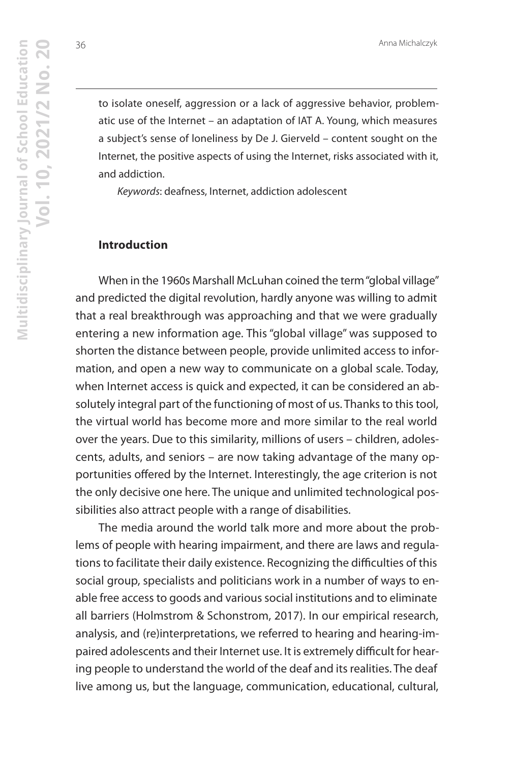to isolate oneself, aggression or a lack of aggressive behavior, problematic use of the Internet – an adaptation of IAT A. Young, which measures a subject's sense of loneliness by De J. Gierveld – content sought on the Internet, the positive aspects of using the Internet, risks associated with it, and addiction.

*Keywords*: deafness, Internet, addiction adolescent

## Introduction

When in the 1960s Marshall McLuhan coined the term "global village" and predicted the digital revolution, hardly anyone was willing to admit that a real breakthrough was approaching and that we were gradually entering a new information age. This "global village" was supposed to shorten the distance between people, provide unlimited access to information, and open a new way to communicate on a global scale. Today, when Internet access is quick and expected, it can be considered an absolutely integral part of the functioning of most of us. Thanks to this tool, the virtual world has become more and more similar to the real world over the years. Due to this similarity, millions of users – children, adolescents, adults, and seniors – are now taking advantage of the many opportunities offered by the Internet. Interestingly, the age criterion is not the only decisive one here. The unique and unlimited technological possibilities also attract people with a range of disabilities.

The media around the world talk more and more about the problems of people with hearing impairment, and there are laws and regulations to facilitate their daily existence. Recognizing the difficulties of this social group, specialists and politicians work in a number of ways to enable free access to goods and various social institutions and to eliminate all barriers (Holmstrom & Schonstrom, 2017). In our empirical research, analysis, and (re)interpretations, we referred to hearing and hearing-impaired adolescents and their Internet use. It is extremely difficult for hearing people to understand the world of the deaf and its realities. The deaf live among us, but the language, communication, educational, cultural,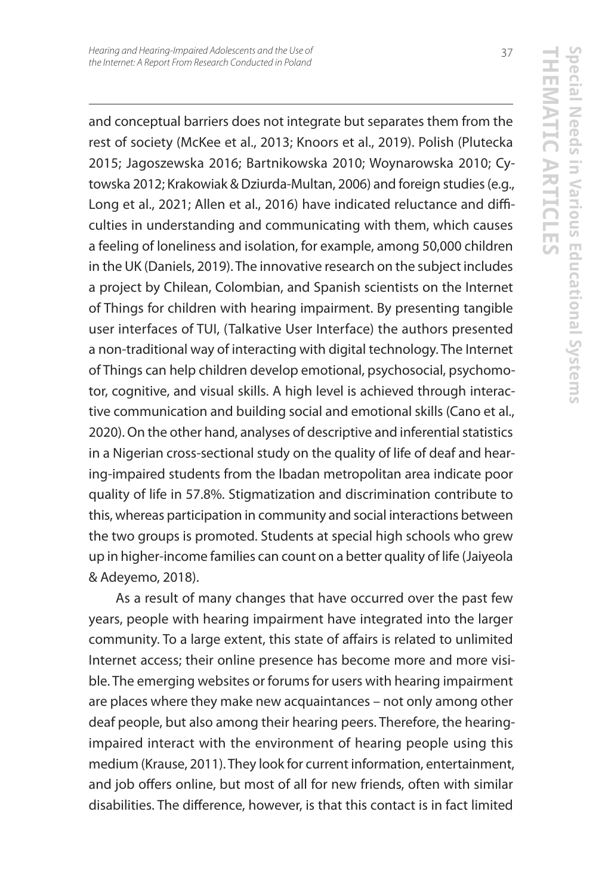and conceptual barriers does not integrate but separates them from the rest of society (McKee et al., 2013; Knoors et al., 2019). Polish (Plutecka 2015; Jagoszewska 2016; Bartnikowska 2010; Woynarowska 2010; Cytowska 2012; Krakowiak & Dziurda-Multan, 2006) and foreign studies (e.g., Long et al., 2021; Allen et al., 2016) have indicated reluctance and difficulties in understanding and communicating with them, which causes a feeling of loneliness and isolation, for example, among 50,000 children in the UK (Daniels, 2019). The innovative research on the subject includes a project by Chilean, Colombian, and Spanish scientists on the Internet of Things for children with hearing impairment. By presenting tangible user interfaces of TUI, (Talkative User Interface) the authors presented a non-traditional way of interacting with digital technology. The Internet of Things can help children develop emotional, psychosocial, psychomotor, cognitive, and visual skills. A high level is achieved through interactive communication and building social and emotional skills (Cano et al., 2020). On the other hand, analyses of descriptive and inferential statistics in a Nigerian cross-sectional study on the quality of life of deaf and hearing-impaired students from the Ibadan metropolitan area indicate poor quality of life in 57.8%. Stigmatization and discrimination contribute to this, whereas participation in community and social interactions between the two groups is promoted. Students at special high schools who grew up in higher-income families can count on a better quality of life (Jaiyeola & Adeyemo, 2018).

As a result of many changes that have occurred over the past few years, people with hearing impairment have integrated into the larger community. To a large extent, this state of affairs is related to unlimited Internet access; their online presence has become more and more visible. The emerging websites or forums for users with hearing impairment are places where they make new acquaintances – not only among other deaf people, but also among their hearing peers. Therefore, the hearing-impaired interact with the environment of hearing people using this medium (Krause, 2011). They look for current information, entertainment, and job offers online, but most of all for new friends, often with similar disabilities. The difference, however, is that this contact is in fact limited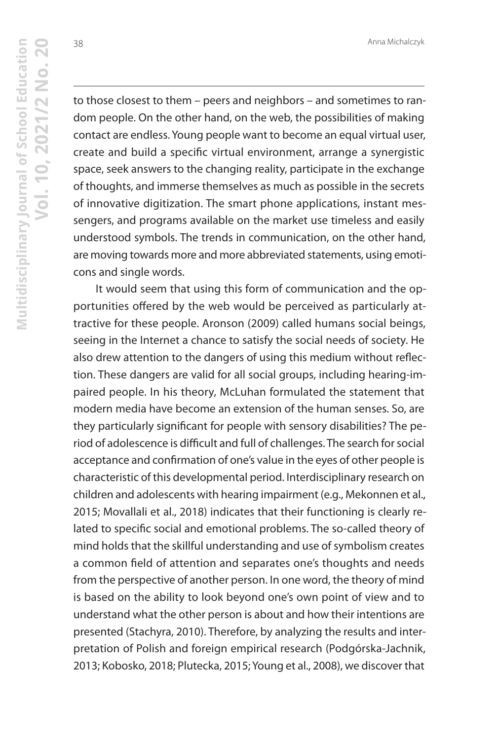to those closest to them – peers and neighbors – and sometimes to random people. On the other hand, on the web, the possibilities of making contact are endless. Young people want to become an equal virtual user, create and build a specific virtual environment, arrange a synergistic space, seek answers to the changing reality, participate in the exchange of thoughts, and immerse themselves as much as possible in the secrets of innovative digitization. The smart phone applications, instant messengers, and programs available on the market use timeless and easily understood symbols. The trends in communication, on the other hand, are moving towards more and more abbreviated statements, using emoticons and single words.

It would seem that using this form of communication and the opportunities offered by the web would be perceived as particularly attractive for these people. Aronson (2009) called humans social beings, seeing in the Internet a chance to satisfy the social needs of society. He also drew attention to the dangers of using this medium without reflection. These dangers are valid for all social groups, including hearing-impaired people. In his theory, McLuhan formulated the statement that modern media have become an extension of the human senses. So, are they particularly significant for people with sensory disabilities? The period of adolescence is difficult and full of challenges. The search for social acceptance and confirmation of one's value in the eyes of other people is characteristic of this developmental period. Interdisciplinary research on children and adolescents with hearing impairment (e.g., Mekonnen et al., 2015; Movallali et al., 2018) indicates that their functioning is clearly related to specific social and emotional problems. The so-called theory of mind holds that the skillful understanding and use of symbolism creates a common field of attention and separates one's thoughts and needs from the perspective of another person. In one word, the theory of mind is based on the ability to look beyond one's own point of view and to understand what the other person is about and how their intentions are presented (Stachyra, 2010). Therefore, by analyzing the results and interpretation of Polish and foreign empirical research (Podgórska-Jachnik, 2013; Kobosko, 2018; Plutecka, 2015; Young et al., 2008), we discover that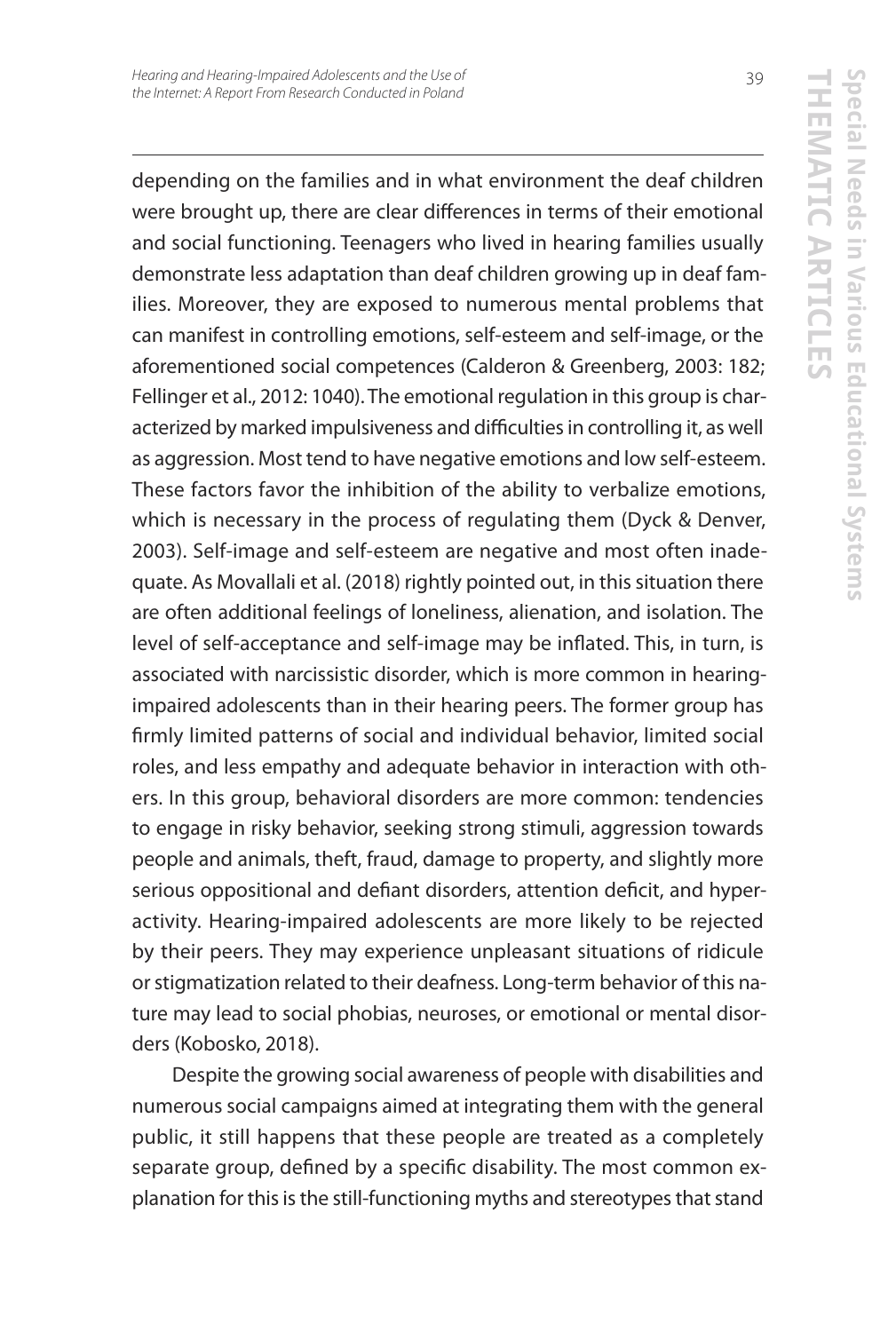depending on the families and in what environment the deaf children were brought up, there are clear differences in terms of their emotional and social functioning. Teenagers who lived in hearing families usually demonstrate less adaptation than deaf children growing up in deaf families. Moreover, they are exposed to numerous mental problems that can manifest in controlling emotions, self-esteem and self-image, or the aforementioned social competences (Calderon & Greenberg, 2003: 182; Fellinger et al., 2012: 1040). The emotional regulation in this group is characterized by marked impulsiveness and difficulties in controlling it, as well as aggression. Most tend to have negative emotions and low self-esteem. These factors favor the inhibition of the ability to verbalize emotions, which is necessary in the process of regulating them (Dyck & Denver, 2003). Self-image and self-esteem are negative and most often inadequate. As Movallali et al. (2018) rightly pointed out, in this situation there are often additional feelings of loneliness, alienation, and isolation. The level of self-acceptance and self-image may be inflated. This, in turn, is associated with narcissistic disorder, which is more common in hearing-impaired adolescents than in their hearing peers. The former group has firmly limited patterns of social and individual behavior, limited social roles, and less empathy and adequate behavior in interaction with others. In this group, behavioral disorders are more common: tendencies to engage in risky behavior, seeking strong stimuli, aggression towards people and animals, theft, fraud, damage to property, and slightly more serious oppositional and defiant disorders, attention deficit, and hyperactivity. Hearing-impaired adolescents are more likely to be rejected by their peers. They may experience unpleasant situations of ridicule or stigmatization related to their deafness. Long-term behavior of this nature may lead to social phobias, neuroses, or emotional or mental disorders (Kobosko, 2018).

Despite the growing social awareness of people with disabilities and numerous social campaigns aimed at integrating them with the general public, it still happens that these people are treated as a completely separate group, defined by a specific disability. The most common explanation for this is the still-functioning myths and stereotypes that stand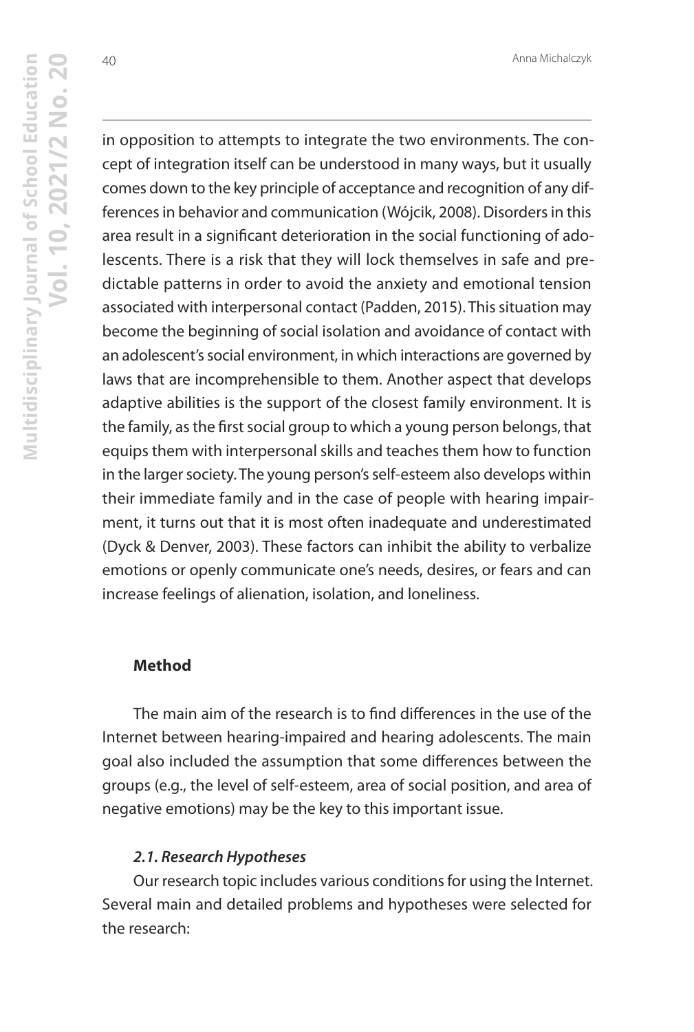in opposition to attempts to integrate the two environments. The concept of integration itself can be understood in many ways, but it usually comes down to the key principle of acceptance and recognition of any differences in behavior and communication (Wójcik, 2008). Disorders in this area result in a significant deterioration in the social functioning of adolescents. There is a risk that they will lock themselves in safe and predictable patterns in order to avoid the anxiety and emotional tension associated with interpersonal contact (Padden, 2015). This situation may become the beginning of social isolation and avoidance of contact with an adolescent's social environment, in which interactions are governed by laws that are incomprehensible to them. Another aspect that develops adaptive abilities is the support of the closest family environment. It is the family, as the first social group to which a young person belongs, that equips them with interpersonal skills and teaches them how to function in the larger society. The young person's self-esteem also develops within their immediate family and in the case of people with hearing impairment, it turns out that it is most often inadequate and underestimated (Dyck & Denver, 2003). These factors can inhibit the ability to verbalize emotions or openly communicate one's needs, desires, or fears and can increase feelings of alienation, isolation, and loneliness.

## Method

The main aim of the research is to find differences in the use of the Internet between hearing-impaired and hearing adolescents. The main goal also included the assumption that some differences between the groups (e.g., the level of self-esteem, area of social position, and area of negative emotions) may be the key to this important issue.

### *2.1. Research Hypotheses*

Our research topic includes various conditions for using the Internet. Several main and detailed problems and hypotheses were selected for the research: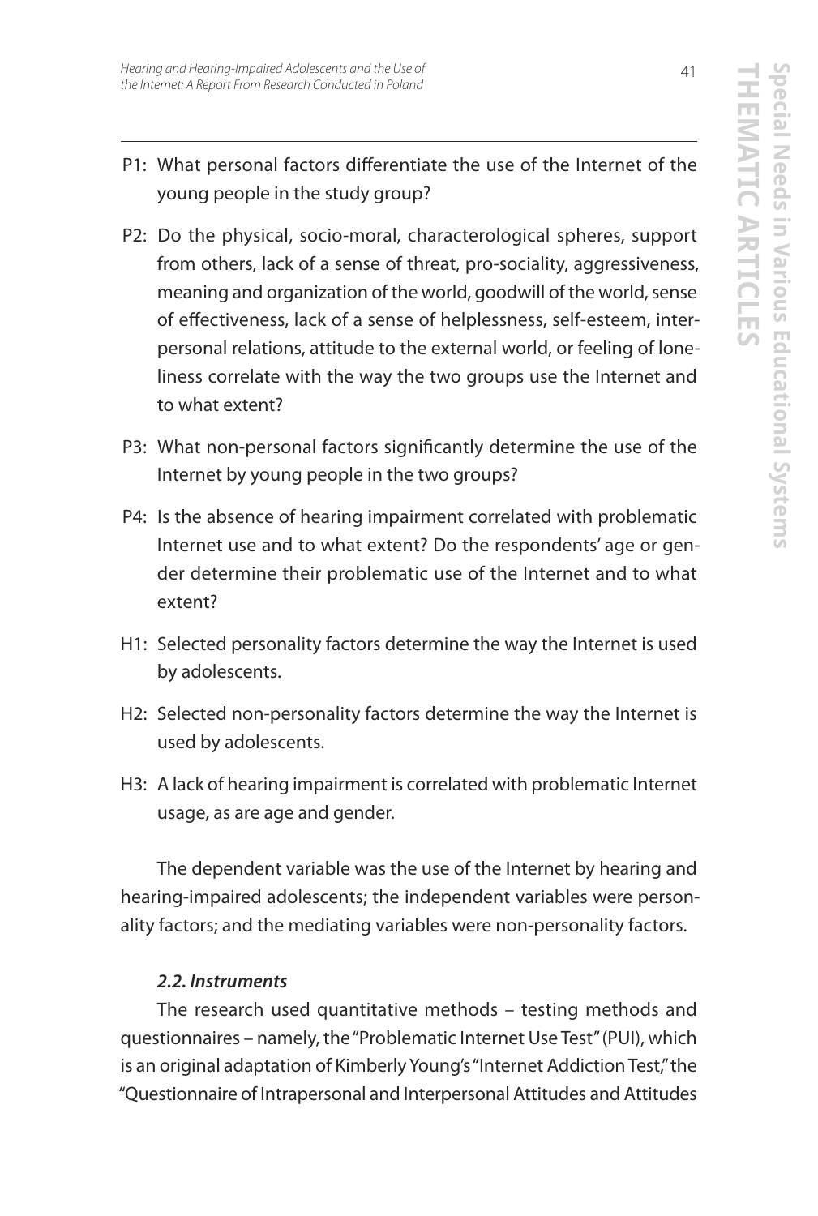P1: What personal factors differentiate the use of the Internet of the young people in the study group?

P2: Do the physical, socio-moral, characterological spheres, support from others, lack of a sense of threat, pro-sociality, aggressiveness, meaning and organization of the world, goodwill of the world, sense of effectiveness, lack of a sense of helplessness, self-esteem, interpersonal relations, attitude to the external world, or feeling of loneliness correlate with the way the two groups use the Internet and to what extent?

P3: What non-personal factors significantly determine the use of the Internet by young people in the two groups?

P4: Is the absence of hearing impairment correlated with problematic Internet use and to what extent? Do the respondents' age or gender determine their problematic use of the Internet and to what extent?

H1: Selected personality factors determine the way the Internet is used by adolescents.

H2: Selected non-personality factors determine the way the Internet is used by adolescents.

H3: A lack of hearing impairment is correlated with problematic Internet usage, as are age and gender.

The dependent variable was the use of the Internet by hearing and hearing-impaired adolescents; the independent variables were personality factors; and the mediating variables were non-personality factors.

### *2.2. Instruments*

The research used quantitative methods – testing methods and questionnaires – namely, the "Problematic Internet Use Test" (PUI), which is an original adaptation of Kimberly Young's "Internet Addiction Test," the "Questionnaire of Intrapersonal and Interpersonal Attitudes and Attitudes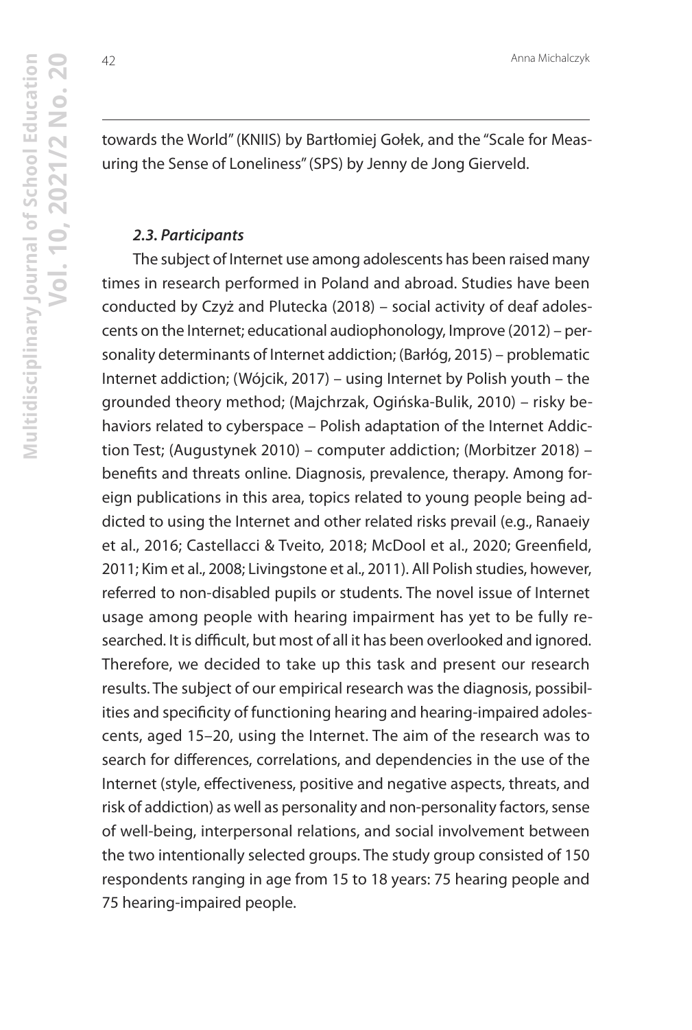towards the World" (KNIIS) by Bartłomiej Gołek, and the "Scale for Measuring the Sense of Loneliness" (SPS) by Jenny de Jong Gierveld.

### *2.3. Participants*

The subject of Internet use among adolescents has been raised many times in research performed in Poland and abroad. Studies have been conducted by Czyż and Plutecka (2018) – social activity of deaf adolescents on the Internet; educational audiophonology, Improve (2012) – personality determinants of Internet addiction; (Barłóg, 2015) – problematic Internet addiction; (Wójcik, 2017) – using Internet by Polish youth – the grounded theory method; (Majchrzak, Ogińska-Bulik, 2010) – risky behaviors related to cyberspace – Polish adaptation of the Internet Addiction Test; (Augustynek 2010) – computer addiction; (Morbitzer 2018) – benefits and threats online. Diagnosis, prevalence, therapy. Among foreign publications in this area, topics related to young people being addicted to using the Internet and other related risks prevail (e.g., Ranaeiy et al., 2016; Castellacci & Tveito, 2018; McDool et al., 2020; Greenfield, 2011; Kim et al., 2008; Livingstone et al., 2011). All Polish studies, however, referred to non-disabled pupils or students. The novel issue of Internet usage among people with hearing impairment has yet to be fully researched. It is difficult, but most of all it has been overlooked and ignored. Therefore, we decided to take up this task and present our research results. The subject of our empirical research was the diagnosis, possibilities and specificity of functioning hearing and hearing-impaired adolescents, aged 15–20, using the Internet. The aim of the research was to search for differences, correlations, and dependencies in the use of the Internet (style, effectiveness, positive and negative aspects, threats, and risk of addiction) as well as personality and non-personality factors, sense of well-being, interpersonal relations, and social involvement between the two intentionally selected groups. The study group consisted of 150 respondents ranging in age from 15 to 18 years: 75 hearing people and 75 hearing-impaired people.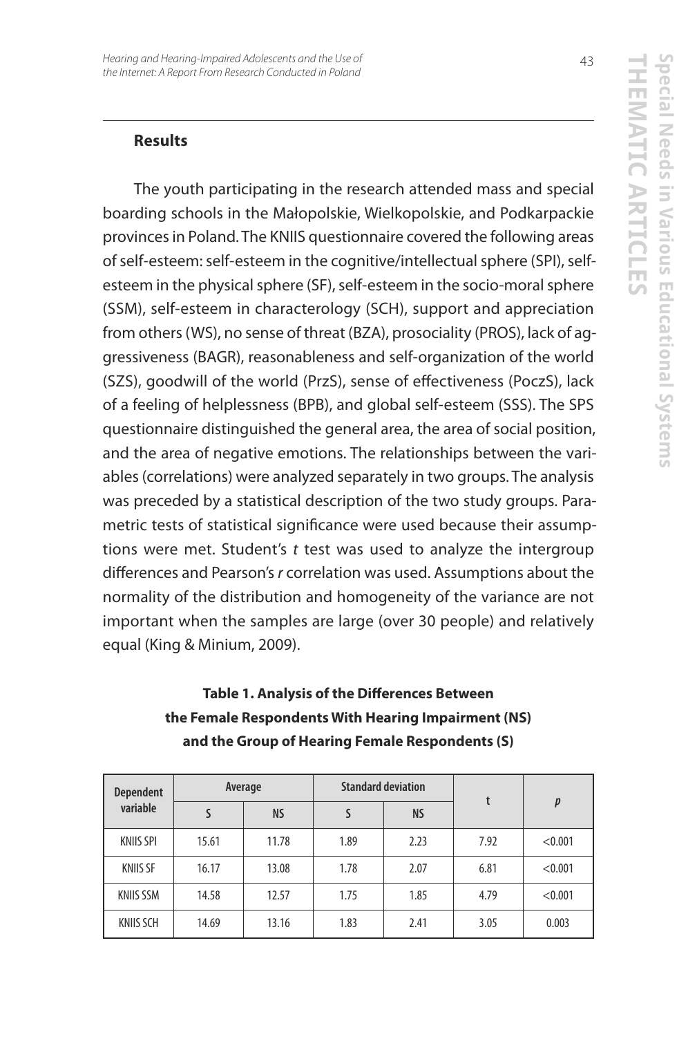## Results

The youth participating in the research attended mass and special boarding schools in the Małopolskie, Wielkopolskie, and Podkarpackie provinces in Poland. The KNIIS questionnaire covered the following areas of self-esteem: self-esteem in the cognitive/intellectual sphere (SPI), self-esteem in the physical sphere (SF), self-esteem in the socio-moral sphere (SSM), self-esteem in characterology (SCH), support and appreciation from others (WS), no sense of threat (BZA), prosociality (PROS), lack of aggressiveness (BAGR), reasonableness and self-organization of the world (SZS), goodwill of the world (PrzS), sense of effectiveness (PoczS), lack of a feeling of helplessness (BPB), and global self-esteem (SSS). The SPS questionnaire distinguished the general area, the area of social position, and the area of negative emotions. The relationships between the variables (correlations) were analyzed separately in two groups. The analysis was preceded by a statistical description of the two study groups. Parametric tests of statistical significance were used because their assumptions were met. Student's *t* test was used to analyze the intergroup differences and Pearson's *r* correlation was used. Assumptions about the normality of the distribution and homogeneity of the variance are not important when the samples are large (over 30 people) and relatively equal (King & Minium, 2009).

**Table 1. Analysis of the Differences Between the Female Respondents With Hearing Impairment (NS) and the Group of Hearing Female Respondents (S)**

| Dependent variable | Average | | Standard deviation | | t | *p* |
|---|---|---|---|---|---|---|
| | S | NS | S | NS | | |
| KNIIS SPI | 15.61 | 11.78 | 1.89 | 2.23 | 7.92 | <0.001 |
| KNIIS SF | 16.17 | 13.08 | 1.78 | 2.07 | 6.81 | <0.001 |
| KNIIS SSM | 14.58 | 12.57 | 1.75 | 1.85 | 4.79 | <0.001 |
| KNIIS SCH | 14.69 | 13.16 | 1.83 | 2.41 | 3.05 | 0.003 |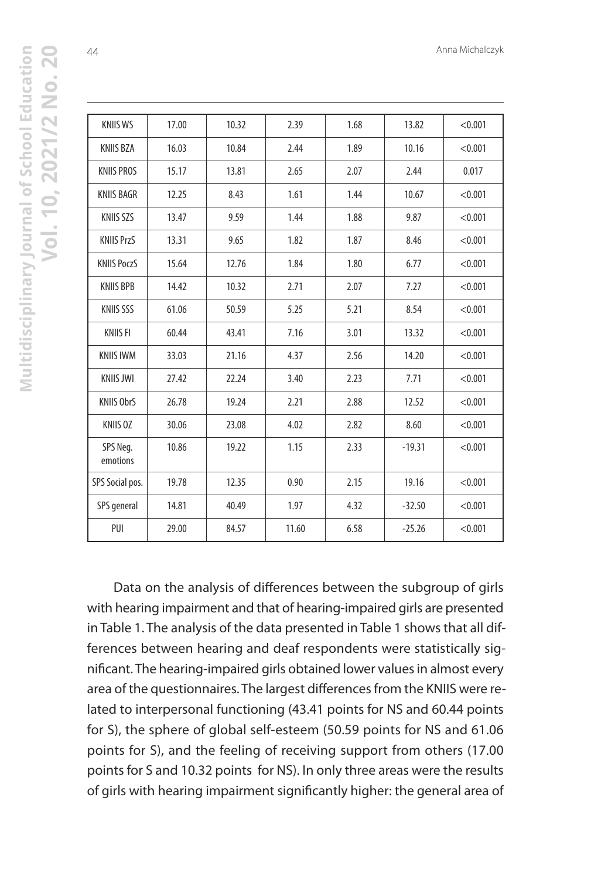| KNIIS WS | 17.00 | 10.32 | 2.39 | 1.68 | 13.82 | <0.001 |
|---|---|---|---|---|---|---|
| KNIIS BZA | 16.03 | 10.84 | 2.44 | 1.89 | 10.16 | <0.001 |
| KNIIS PROS | 15.17 | 13.81 | 2.65 | 2.07 | 2.44 | 0.017 |
| KNIIS BAGR | 12.25 | 8.43 | 1.61 | 1.44 | 10.67 | <0.001 |
| KNIIS SZS | 13.47 | 9.59 | 1.44 | 1.88 | 9.87 | <0.001 |
| KNIIS PrzS | 13.31 | 9.65 | 1.82 | 1.87 | 8.46 | <0.001 |
| KNIIS PoczS | 15.64 | 12.76 | 1.84 | 1.80 | 6.77 | <0.001 |
| KNIIS BPB | 14.42 | 10.32 | 2.71 | 2.07 | 7.27 | <0.001 |
| KNIIS SSS | 61.06 | 50.59 | 5.25 | 5.21 | 8.54 | <0.001 |
| KNIIS FI | 60.44 | 43.41 | 7.16 | 3.01 | 13.32 | <0.001 |
| KNIIS IWM | 33.03 | 21.16 | 4.37 | 2.56 | 14.20 | <0.001 |
| KNIIS JWI | 27.42 | 22.24 | 3.40 | 2.23 | 7.71 | <0.001 |
| KNIIS ObrS | 26.78 | 19.24 | 2.21 | 2.88 | 12.52 | <0.001 |
| KNIIS OZ | 30.06 | 23.08 | 4.02 | 2.82 | 8.60 | <0.001 |
| SPS Neg. emotions | 10.86 | 19.22 | 1.15 | 2.33 | -19.31 | <0.001 |
| SPS Social pos. | 19.78 | 12.35 | 0.90 | 2.15 | 19.16 | <0.001 |
| SPS general | 14.81 | 40.49 | 1.97 | 4.32 | -32.50 | <0.001 |
| PUI | 29.00 | 84.57 | 11.60 | 6.58 | -25.26 | <0.001 |

Data on the analysis of differences between the subgroup of girls with hearing impairment and that of hearing-impaired girls are presented in Table 1. The analysis of the data presented in Table 1 shows that all differences between hearing and deaf respondents were statistically significant. The hearing-impaired girls obtained lower values in almost every area of the questionnaires. The largest differences from the KNIIS were related to interpersonal functioning (43.41 points for NS and 60.44 points for S), the sphere of global self-esteem (50.59 points for NS and 61.06 points for S), and the feeling of receiving support from others (17.00 points for S and 10.32 points for NS). In only three areas were the results of girls with hearing impairment significantly higher: the general area of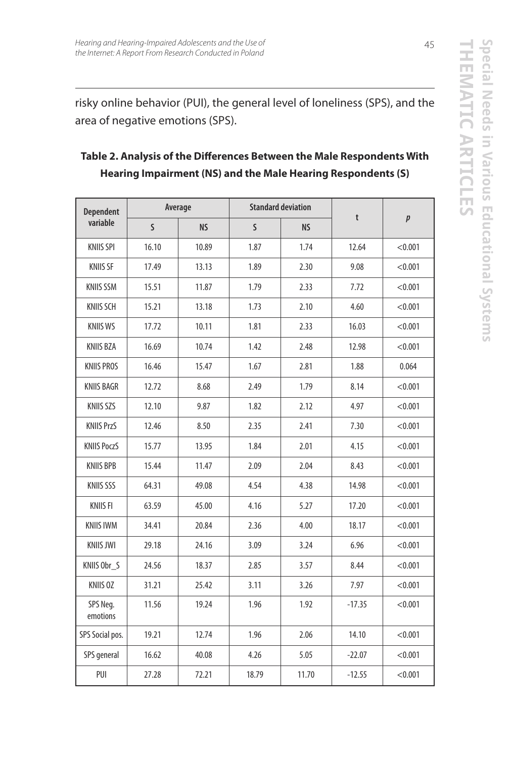risky online behavior (PUI), the general level of loneliness (SPS), and the area of negative emotions (SPS).

**Table 2. Analysis of the Differences Between the Male Respondents With Hearing Impairment (NS) and the Male Hearing Respondents (S)**

| Dependent variable | Average | | Standard deviation | | t | *p* |
|---|---|---|---|---|---|---|
| | S | NS | S | NS | | |
| KNIIS SPI | 16.10 | 10.89 | 1.87 | 1.74 | 12.64 | <0.001 |
| KNIIS SF | 17.49 | 13.13 | 1.89 | 2.30 | 9.08 | <0.001 |
| KNIIS SSM | 15.51 | 11.87 | 1.79 | 2.33 | 7.72 | <0.001 |
| KNIIS SCH | 15.21 | 13.18 | 1.73 | 2.10 | 4.60 | <0.001 |
| KNIIS WS | 17.72 | 10.11 | 1.81 | 2.33 | 16.03 | <0.001 |
| KNIIS BZA | 16.69 | 10.74 | 1.42 | 2.48 | 12.98 | <0.001 |
| KNIIS PROS | 16.46 | 15.47 | 1.67 | 2.81 | 1.88 | 0.064 |
| KNIIS BAGR | 12.72 | 8.68 | 2.49 | 1.79 | 8.14 | <0.001 |
| KNIIS SZS | 12.10 | 9.87 | 1.82 | 2.12 | 4.97 | <0.001 |
| KNIIS PrzS | 12.46 | 8.50 | 2.35 | 2.41 | 7.30 | <0.001 |
| KNIIS PoczS | 15.77 | 13.95 | 1.84 | 2.01 | 4.15 | <0.001 |
| KNIIS BPB | 15.44 | 11.47 | 2.09 | 2.04 | 8.43 | <0.001 |
| KNIIS SSS | 64.31 | 49.08 | 4.54 | 4.38 | 14.98 | <0.001 |
| KNIIS FI | 63.59 | 45.00 | 4.16 | 5.27 | 17.20 | <0.001 |
| KNIIS IWM | 34.41 | 20.84 | 2.36 | 4.00 | 18.17 | <0.001 |
| KNIIS JWI | 29.18 | 24.16 | 3.09 | 3.24 | 6.96 | <0.001 |
| KNIIS Obr_S | 24.56 | 18.37 | 2.85 | 3.57 | 8.44 | <0.001 |
| KNIIS OZ | 31.21 | 25.42 | 3.11 | 3.26 | 7.97 | <0.001 |
| SPS Neg. emotions | 11.56 | 19.24 | 1.96 | 1.92 | -17.35 | <0.001 |
| SPS Social pos. | 19.21 | 12.74 | 1.96 | 2.06 | 14.10 | <0.001 |
| SPS general | 16.62 | 40.08 | 4.26 | 5.05 | -22.07 | <0.001 |
| PUI | 27.28 | 72.21 | 18.79 | 11.70 | -12.55 | <0.001 |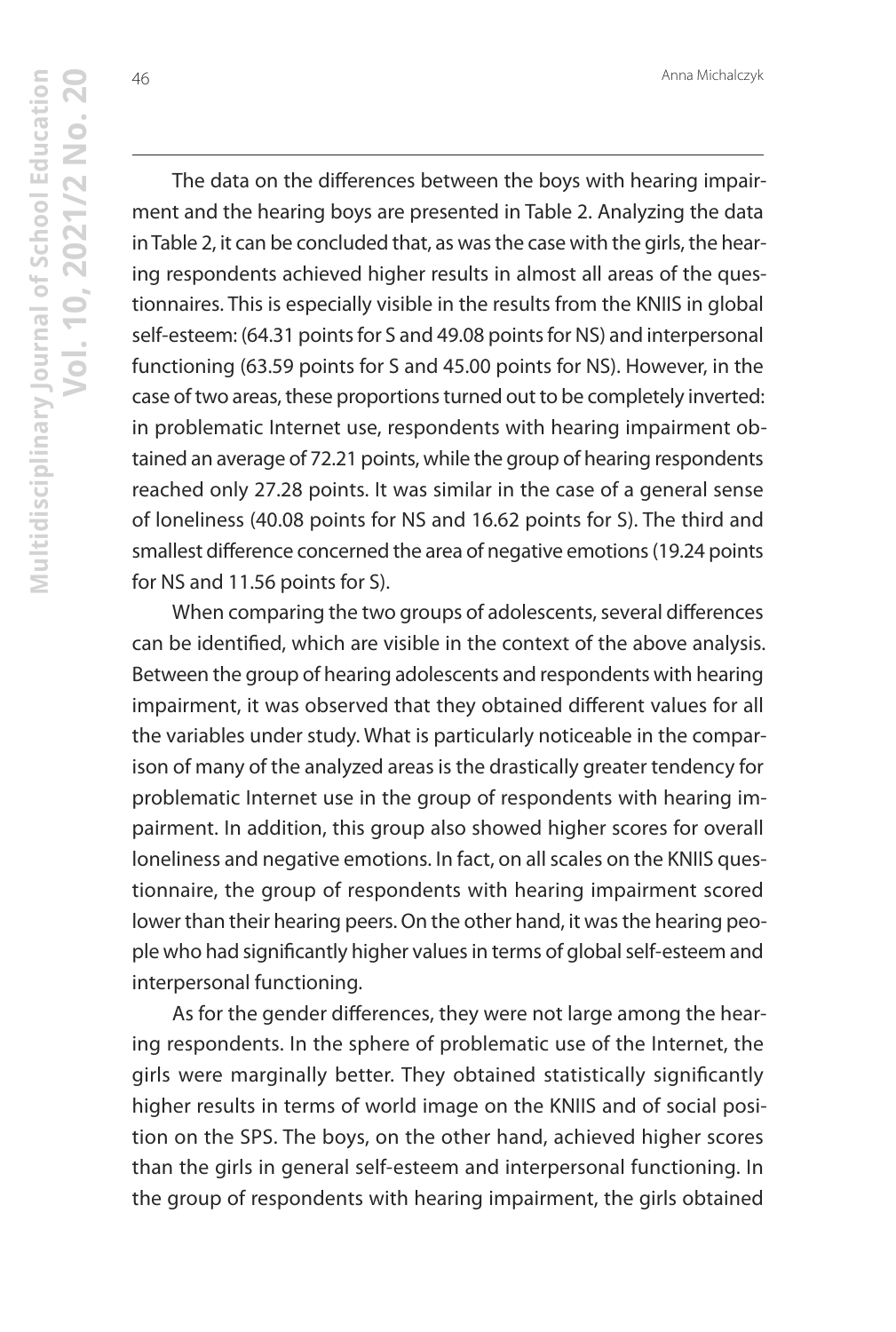The data on the differences between the boys with hearing impairment and the hearing boys are presented in Table 2. Analyzing the data in Table 2, it can be concluded that, as was the case with the girls, the hearing respondents achieved higher results in almost all areas of the questionnaires. This is especially visible in the results from the KNIIS in global self-esteem: (64.31 points for S and 49.08 points for NS) and interpersonal functioning (63.59 points for S and 45.00 points for NS). However, in the case of two areas, these proportions turned out to be completely inverted: in problematic Internet use, respondents with hearing impairment obtained an average of 72.21 points, while the group of hearing respondents reached only 27.28 points. It was similar in the case of a general sense of loneliness (40.08 points for NS and 16.62 points for S). The third and smallest difference concerned the area of negative emotions (19.24 points for NS and 11.56 points for S).

When comparing the two groups of adolescents, several differences can be identified, which are visible in the context of the above analysis. Between the group of hearing adolescents and respondents with hearing impairment, it was observed that they obtained different values for all the variables under study. What is particularly noticeable in the comparison of many of the analyzed areas is the drastically greater tendency for problematic Internet use in the group of respondents with hearing impairment. In addition, this group also showed higher scores for overall loneliness and negative emotions. In fact, on all scales on the KNIIS questionnaire, the group of respondents with hearing impairment scored lower than their hearing peers. On the other hand, it was the hearing people who had significantly higher values in terms of global self-esteem and interpersonal functioning.

As for the gender differences, they were not large among the hearing respondents. In the sphere of problematic use of the Internet, the girls were marginally better. They obtained statistically significantly higher results in terms of world image on the KNIIS and of social position on the SPS. The boys, on the other hand, achieved higher scores than the girls in general self-esteem and interpersonal functioning. In the group of respondents with hearing impairment, the girls obtained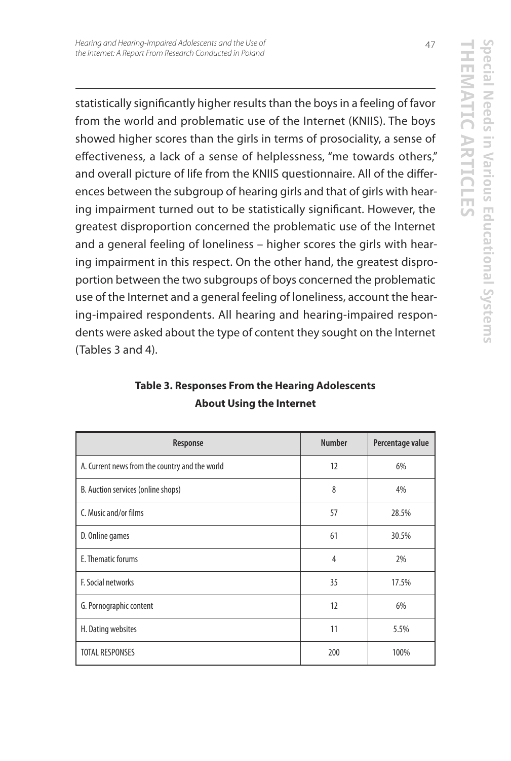statistically significantly higher results than the boys in a feeling of favor from the world and problematic use of the Internet (KNIIS). The boys showed higher scores than the girls in terms of prosociality, a sense of effectiveness, a lack of a sense of helplessness, "me towards others," and overall picture of life from the KNIIS questionnaire. All of the differences between the subgroup of hearing girls and that of girls with hearing impairment turned out to be statistically significant. However, the greatest disproportion concerned the problematic use of the Internet and a general feeling of loneliness – higher scores the girls with hearing impairment in this respect. On the other hand, the greatest disproportion between the two subgroups of boys concerned the problematic use of the Internet and a general feeling of loneliness, account the hearing-impaired respondents. All hearing and hearing-impaired respondents were asked about the type of content they sought on the Internet (Tables 3 and 4).

**Table 3. Responses From the Hearing Adolescents About Using the Internet**

| Response | Number | Percentage value |
|---|---|---|
| A. Current news from the country and the world | 12 | 6% |
| B. Auction services (online shops) | 8 | 4% |
| C. Music and/or films | 57 | 28.5% |
| D. Online games | 61 | 30.5% |
| E. Thematic forums | 4 | 2% |
| F. Social networks | 35 | 17.5% |
| G. Pornographic content | 12 | 6% |
| H. Dating websites | 11 | 5.5% |
| TOTAL RESPONSES | 200 | 100% |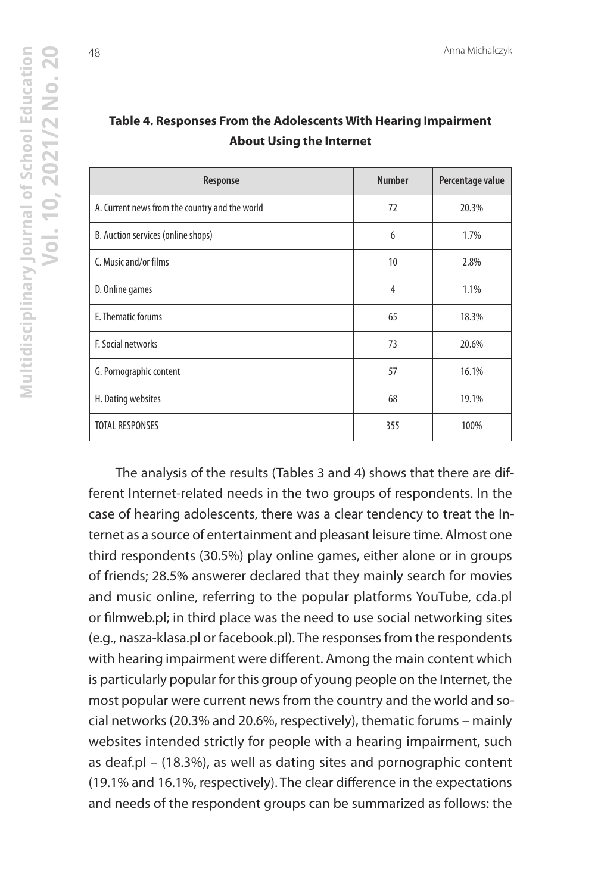**Table 4. Responses From the Adolescents With Hearing Impairment About Using the Internet**

| Response | Number | Percentage value |
|---|---|---|
| A. Current news from the country and the world | 72 | 20.3% |
| B. Auction services (online shops) | 6 | 1.7% |
| C. Music and/or films | 10 | 2.8% |
| D. Online games | 4 | 1.1% |
| E. Thematic forums | 65 | 18.3% |
| F. Social networks | 73 | 20.6% |
| G. Pornographic content | 57 | 16.1% |
| H. Dating websites | 68 | 19.1% |
| TOTAL RESPONSES | 355 | 100% |

The analysis of the results (Tables 3 and 4) shows that there are different Internet-related needs in the two groups of respondents. In the case of hearing adolescents, there was a clear tendency to treat the Internet as a source of entertainment and pleasant leisure time. Almost one third respondents (30.5%) play online games, either alone or in groups of friends; 28.5% answerer declared that they mainly search for movies and music online, referring to the popular platforms YouTube, cda.pl or filmweb.pl; in third place was the need to use social networking sites (e.g., nasza-klasa.pl or facebook.pl). The responses from the respondents with hearing impairment were different. Among the main content which is particularly popular for this group of young people on the Internet, the most popular were current news from the country and the world and social networks (20.3% and 20.6%, respectively), thematic forums – mainly websites intended strictly for people with a hearing impairment, such as deaf.pl – (18.3%), as well as dating sites and pornographic content (19.1% and 16.1%, respectively). The clear difference in the expectations and needs of the respondent groups can be summarized as follows: the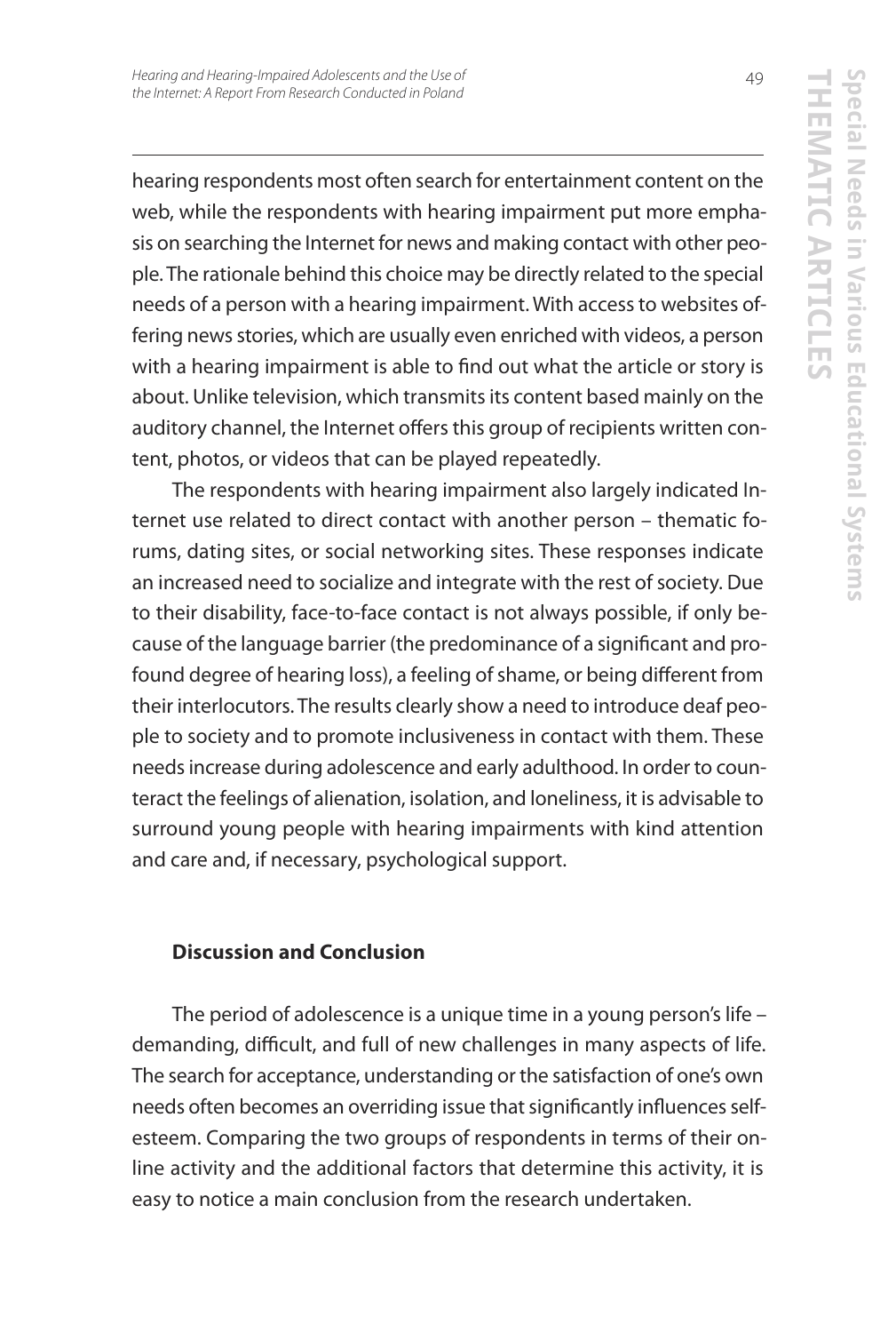hearing respondents most often search for entertainment content on the web, while the respondents with hearing impairment put more emphasis on searching the Internet for news and making contact with other people. The rationale behind this choice may be directly related to the special needs of a person with a hearing impairment. With access to websites offering news stories, which are usually even enriched with videos, a person with a hearing impairment is able to find out what the article or story is about. Unlike television, which transmits its content based mainly on the auditory channel, the Internet offers this group of recipients written content, photos, or videos that can be played repeatedly.

The respondents with hearing impairment also largely indicated Internet use related to direct contact with another person – thematic forums, dating sites, or social networking sites. These responses indicate an increased need to socialize and integrate with the rest of society. Due to their disability, face-to-face contact is not always possible, if only because of the language barrier (the predominance of a significant and profound degree of hearing loss), a feeling of shame, or being different from their interlocutors. The results clearly show a need to introduce deaf people to society and to promote inclusiveness in contact with them. These needs increase during adolescence and early adulthood. In order to counteract the feelings of alienation, isolation, and loneliness, it is advisable to surround young people with hearing impairments with kind attention and care and, if necessary, psychological support.

### Discussion and Conclusion

The period of adolescence is a unique time in a young person's life – demanding, difficult, and full of new challenges in many aspects of life. The search for acceptance, understanding or the satisfaction of one's own needs often becomes an overriding issue that significantly influences self-esteem. Comparing the two groups of respondents in terms of their online activity and the additional factors that determine this activity, it is easy to notice a main conclusion from the research undertaken.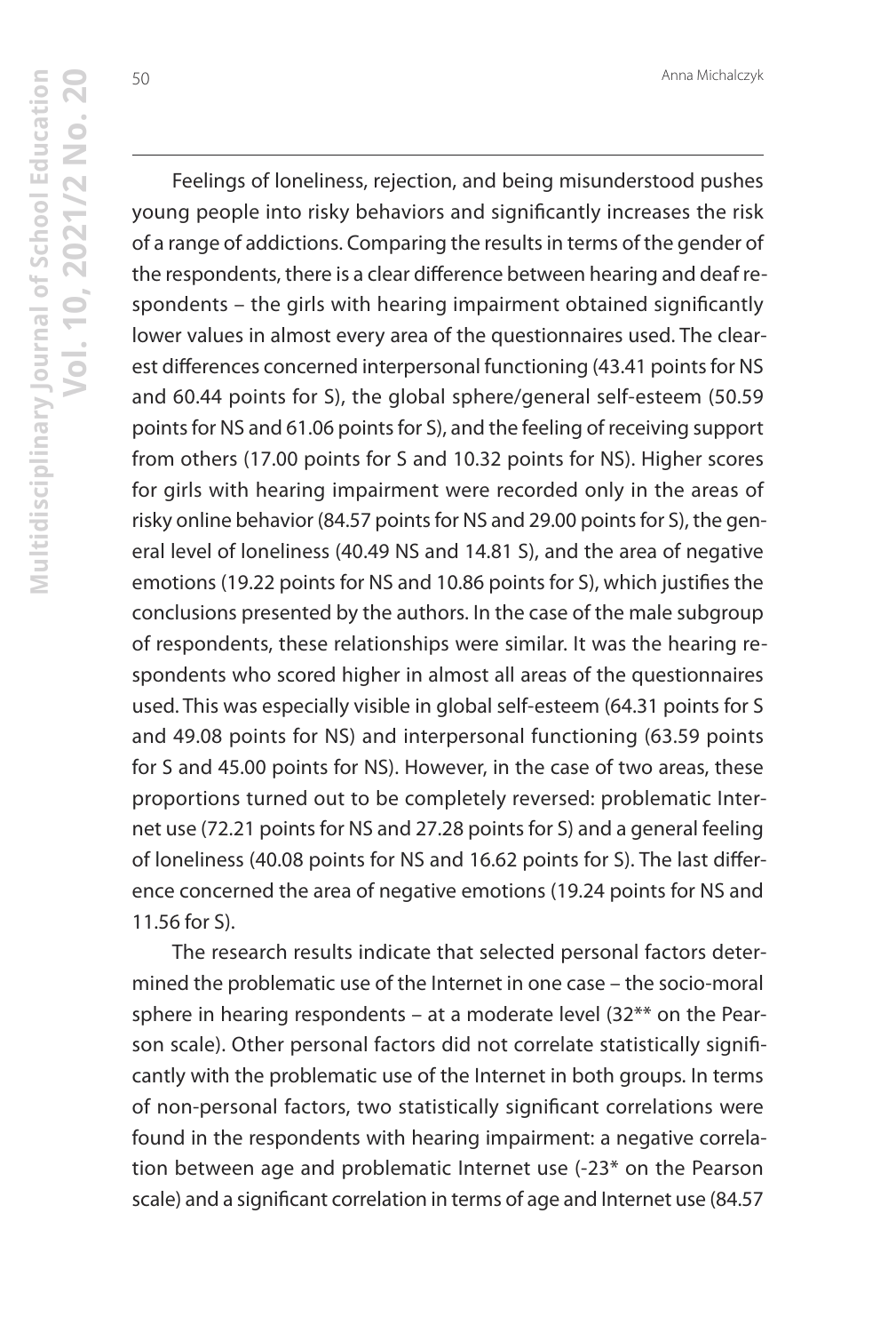Feelings of loneliness, rejection, and being misunderstood pushes young people into risky behaviors and significantly increases the risk of a range of addictions. Comparing the results in terms of the gender of the respondents, there is a clear difference between hearing and deaf respondents – the girls with hearing impairment obtained significantly lower values in almost every area of the questionnaires used. The clearest differences concerned interpersonal functioning (43.41 points for NS and 60.44 points for S), the global sphere/general self-esteem (50.59 points for NS and 61.06 points for S), and the feeling of receiving support from others (17.00 points for S and 10.32 points for NS). Higher scores for girls with hearing impairment were recorded only in the areas of risky online behavior (84.57 points for NS and 29.00 points for S), the general level of loneliness (40.49 NS and 14.81 S), and the area of negative emotions (19.22 points for NS and 10.86 points for S), which justifies the conclusions presented by the authors. In the case of the male subgroup of respondents, these relationships were similar. It was the hearing respondents who scored higher in almost all areas of the questionnaires used. This was especially visible in global self-esteem (64.31 points for S and 49.08 points for NS) and interpersonal functioning (63.59 points for S and 45.00 points for NS). However, in the case of two areas, these proportions turned out to be completely reversed: problematic Internet use (72.21 points for NS and 27.28 points for S) and a general feeling of loneliness (40.08 points for NS and 16.62 points for S). The last difference concerned the area of negative emotions (19.24 points for NS and 11.56 for S).

The research results indicate that selected personal factors determined the problematic use of the Internet in one case – the socio-moral sphere in hearing respondents – at a moderate level (32** on the Pearson scale). Other personal factors did not correlate statistically significantly with the problematic use of the Internet in both groups. In terms of non-personal factors, two statistically significant correlations were found in the respondents with hearing impairment: a negative correlation between age and problematic Internet use (-23* on the Pearson scale) and a significant correlation in terms of age and Internet use (84.57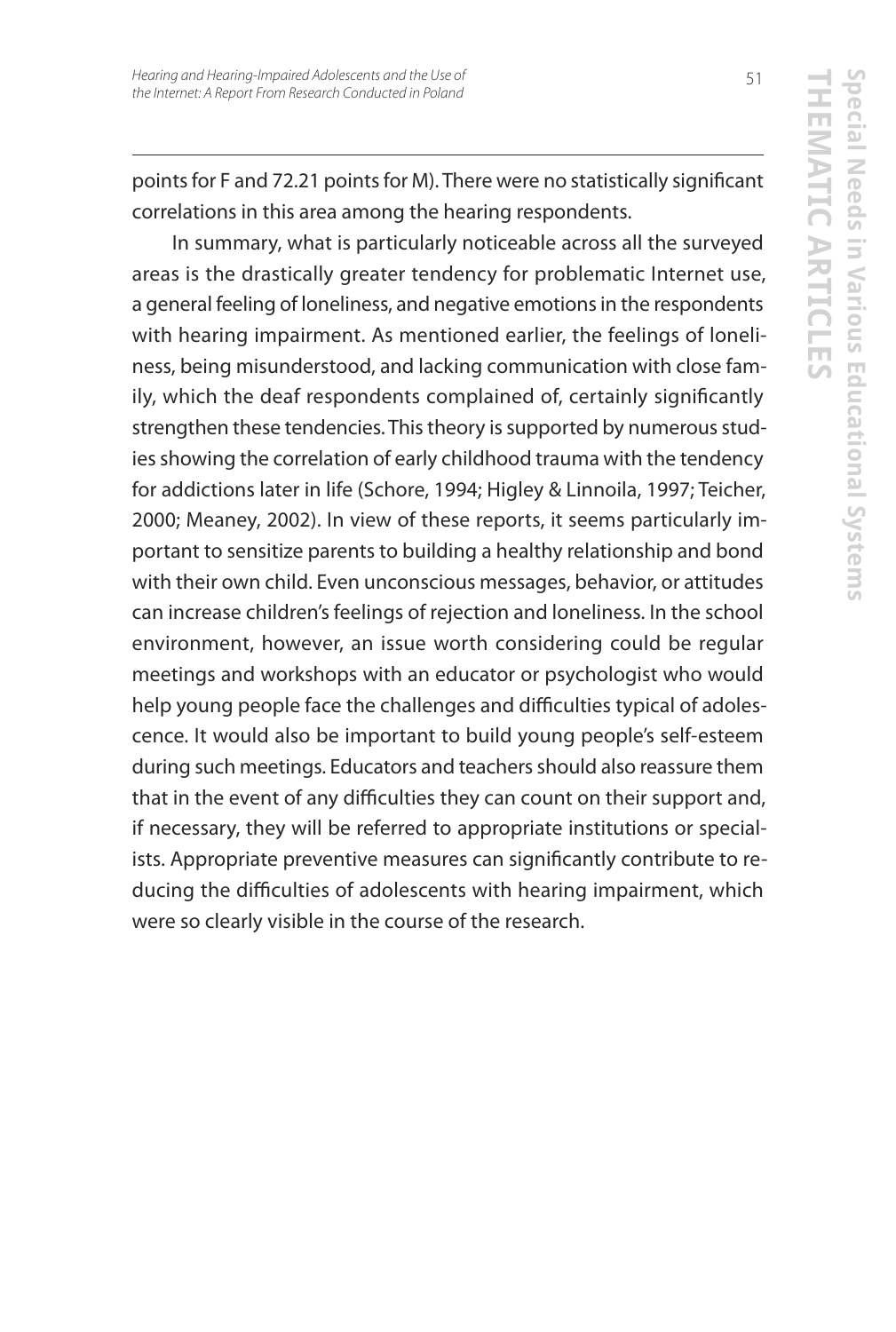points for F and 72.21 points for M). There were no statistically significant correlations in this area among the hearing respondents.

In summary, what is particularly noticeable across all the surveyed areas is the drastically greater tendency for problematic Internet use, a general feeling of loneliness, and negative emotions in the respondents with hearing impairment. As mentioned earlier, the feelings of loneliness, being misunderstood, and lacking communication with close family, which the deaf respondents complained of, certainly significantly strengthen these tendencies. This theory is supported by numerous studies showing the correlation of early childhood trauma with the tendency for addictions later in life (Schore, 1994; Higley & Linnoila, 1997; Teicher, 2000; Meaney, 2002). In view of these reports, it seems particularly important to sensitize parents to building a healthy relationship and bond with their own child. Even unconscious messages, behavior, or attitudes can increase children's feelings of rejection and loneliness. In the school environment, however, an issue worth considering could be regular meetings and workshops with an educator or psychologist who would help young people face the challenges and difficulties typical of adolescence. It would also be important to build young people's self-esteem during such meetings. Educators and teachers should also reassure them that in the event of any difficulties they can count on their support and, if necessary, they will be referred to appropriate institutions or specialists. Appropriate preventive measures can significantly contribute to reducing the difficulties of adolescents with hearing impairment, which were so clearly visible in the course of the research.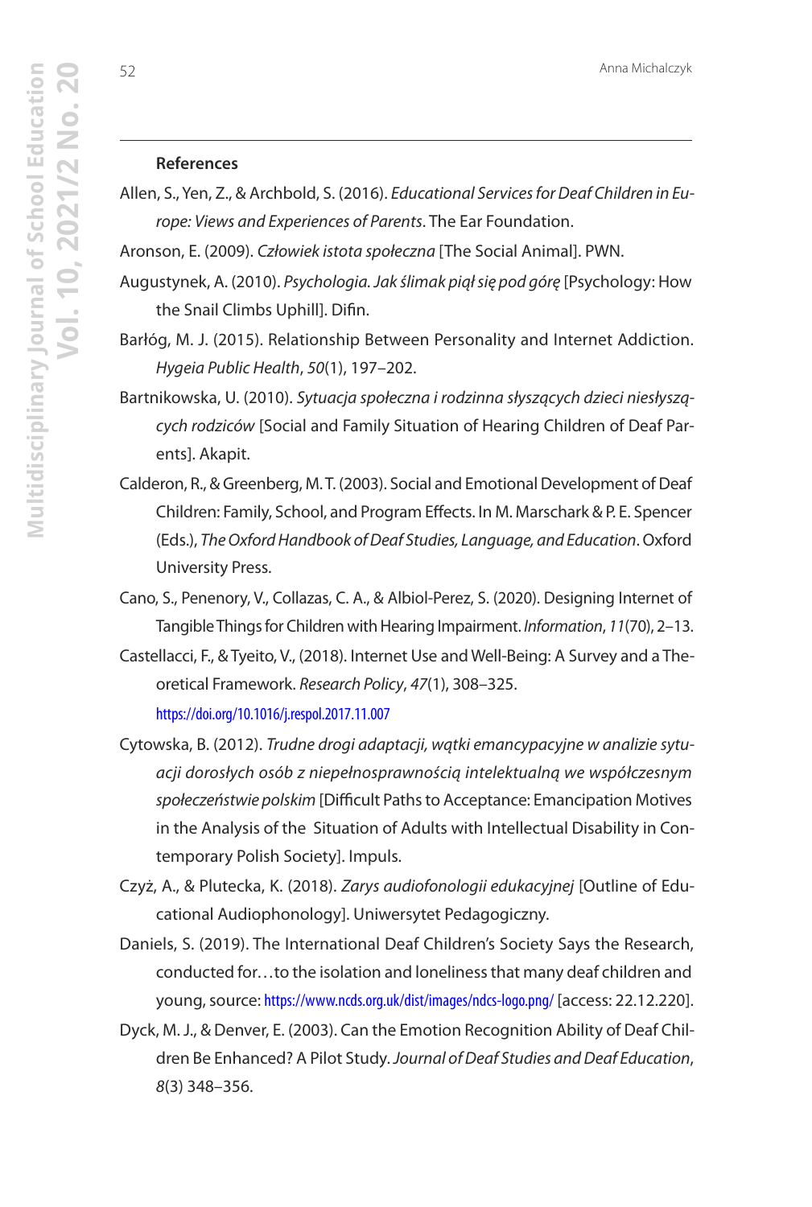**References**

Allen, S., Yen, Z., & Archbold, S. (2016). *Educational Services for Deaf Children in Europe: Views and Experiences of Parents*. The Ear Foundation.

Aronson, E. (2009). *Człowiek istota społeczna* [The Social Animal]. PWN.

Augustynek, A. (2010). *Psychologia. Jak ślimak piął się pod górę* [Psychology: How the Snail Climbs Uphill]. Difin.

Barłóg, M. J. (2015). Relationship Between Personality and Internet Addiction. *Hygeia Public Health*, *50*(1), 197–202.

Bartnikowska, U. (2010). *Sytuacja społeczna i rodzinna słyszących dzieci niesłyszących rodziców* [Social and Family Situation of Hearing Children of Deaf Parents]. Akapit.

Calderon, R., & Greenberg, M. T. (2003). Social and Emotional Development of Deaf Children: Family, School, and Program Effects. In M. Marschark & P. E. Spencer (Eds.), *The Oxford Handbook of Deaf Studies, Language, and Education*. Oxford University Press.

Cano, S., Penenory, V., Collazas, C. A., & Albiol-Perez, S. (2020). Designing Internet of Tangible Things for Children with Hearing Impairment. *Information*, *11*(70), 2–13.

Castellacci, F., & Tyeito, V., (2018). Internet Use and Well-Being: A Survey and a Theoretical Framework. *Research Policy*, *47*(1), 308–325. https://doi.org/10.1016/j.respol.2017.11.007

Cytowska, B. (2012). *Trudne drogi adaptacji, wątki emancypacyjne w analizie sytuacji dorosłych osób z niepełnosprawnością intelektualną we współczesnym społeczeństwie polskim* [Difficult Paths to Acceptance: Emancipation Motives in the Analysis of the Situation of Adults with Intellectual Disability in Contemporary Polish Society]. Impuls.

Czyż, A., & Plutecka, K. (2018). *Zarys audiofonologii edukacyjnej* [Outline of Educational Audiophonology]. Uniwersytet Pedagogiczny.

Daniels, S. (2019). The International Deaf Children's Society Says the Research, conducted for…to the isolation and loneliness that many deaf children and young, source: https://www.ncds.org.uk/dist/images/ndcs-logo.png/ [access: 22.12.220].

Dyck, M. J., & Denver, E. (2003). Can the Emotion Recognition Ability of Deaf Children Be Enhanced? A Pilot Study. *Journal of Deaf Studies and Deaf Education*, *8*(3) 348–356.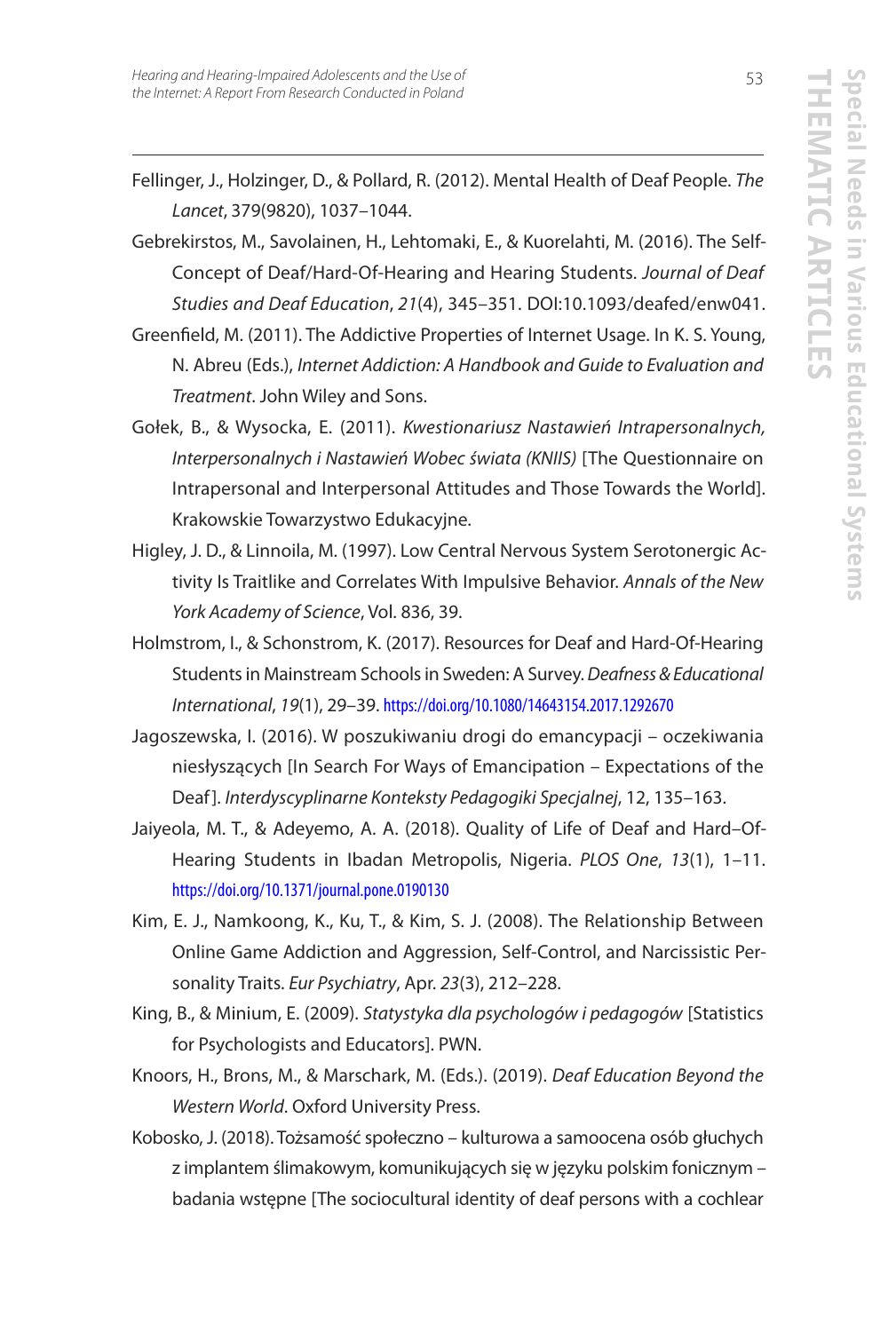Fellinger, J., Holzinger, D., & Pollard, R. (2012). Mental Health of Deaf People. *The Lancet*, 379(9820), 1037–1044.

Gebrekirstos, M., Savolainen, H., Lehtomaki, E., & Kuorelahti, M. (2016). The Self-Concept of Deaf/Hard-Of-Hearing and Hearing Students. *Journal of Deaf Studies and Deaf Education*, *21*(4), 345–351. DOI:10.1093/deafed/enw041.

Greenfield, M. (2011). The Addictive Properties of Internet Usage. In K. S. Young, N. Abreu (Eds.), *Internet Addiction: A Handbook and Guide to Evaluation and Treatment*. John Wiley and Sons.

Gołek, B., & Wysocka, E. (2011). *Kwestionariusz Nastawień Intrapersonalnych, Interpersonalnych i Nastawień Wobec świata (KNIIS)* [The Questionnaire on Intrapersonal and Interpersonal Attitudes and Those Towards the World]. Krakowskie Towarzystwo Edukacyjne.

Higley, J. D., & Linnoila, M. (1997). Low Central Nervous System Serotonergic Activity Is Traitlike and Correlates With Impulsive Behavior. *Annals of the New York Academy of Science*, Vol. 836, 39.

Holmstrom, I., & Schonstrom, K. (2017). Resources for Deaf and Hard-Of-Hearing Students in Mainstream Schools in Sweden: A Survey. *Deafness & Educational International*, *19*(1), 29–39. https://doi.org/10.1080/14643154.2017.1292670

Jagoszewska, I. (2016). W poszukiwaniu drogi do emancypacji – oczekiwania niesłyszących [In Search For Ways of Emancipation – Expectations of the Deaf]. *Interdyscyplinarne Konteksty Pedagogiki Specjalnej*, 12, 135–163.

Jaiyeola, M. T., & Adeyemo, A. A. (2018). Quality of Life of Deaf and Hard–Of-Hearing Students in Ibadan Metropolis, Nigeria. *PLOS One*, *13*(1), 1–11. https://doi.org/10.1371/journal.pone.0190130

Kim, E. J., Namkoong, K., Ku, T., & Kim, S. J. (2008). The Relationship Between Online Game Addiction and Aggression, Self-Control, and Narcissistic Personality Traits. *Eur Psychiatry*, Apr. *23*(3), 212–228.

King, B., & Minium, E. (2009). *Statystyka dla psychologów i pedagogów* [Statistics for Psychologists and Educators]. PWN.

Knoors, H., Brons, M., & Marschark, M. (Eds.). (2019). *Deaf Education Beyond the Western World*. Oxford University Press.

Kobosko, J. (2018). Tożsamość społeczno – kulturowa a samoocena osób głuchych z implantem ślimakowym, komunikujących się w języku polskim fonicznym – badania wstępne [The sociocultural identity of deaf persons with a cochlear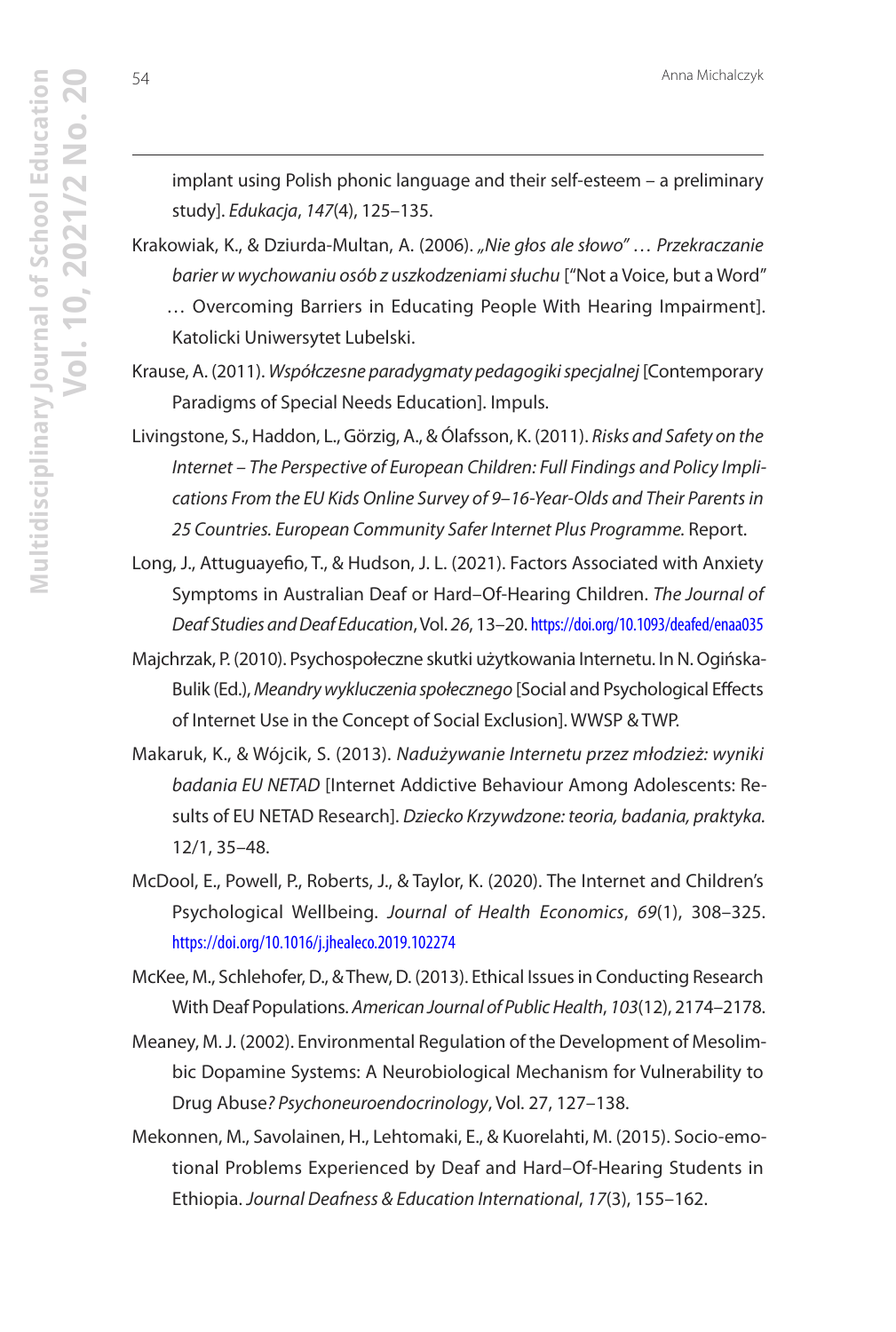implant using Polish phonic language and their self-esteem – a preliminary study]. *Edukacja*, *147*(4), 125–135.

Krakowiak, K., & Dziurda-Multan, A. (2006). *„Nie głos ale słowo" … Przekraczanie barier w wychowaniu osób z uszkodzeniami słuchu* ["Not a Voice, but a Word" … Overcoming Barriers in Educating People With Hearing Impairment]. Katolicki Uniwersytet Lubelski.

Krause, A. (2011). *Współczesne paradygmaty pedagogiki specjalnej* [Contemporary Paradigms of Special Needs Education]. Impuls.

Livingstone, S., Haddon, L., Görzig, A., & Ólafsson, K. (2011). *Risks and Safety on the Internet – The Perspective of European Children: Full Findings and Policy Implications From the EU Kids Online Survey of 9–16-Year-Olds and Their Parents in 25 Countries. European Community Safer Internet Plus Programme.* Report.

Long, J., Attuguayefio, T., & Hudson, J. L. (2021). Factors Associated with Anxiety Symptoms in Australian Deaf or Hard–Of-Hearing Children. *The Journal of Deaf Studies and Deaf Education*, Vol. *26*, 13–20. https://doi.org/10.1093/deafed/enaa035

Majchrzak, P. (2010). Psychospołeczne skutki użytkowania Internetu. In N. Ogińska-Bulik (Ed.), *Meandry wykluczenia społecznego* [Social and Psychological Effects of Internet Use in the Concept of Social Exclusion]. WWSP & TWP.

Makaruk, K., & Wójcik, S. (2013). *Nadużywanie Internetu przez młodzież: wyniki badania EU NETAD* [Internet Addictive Behaviour Among Adolescents: Results of EU NETAD Research]. *Dziecko Krzywdzone: teoria, badania, praktyka.* 12/1, 35–48.

McDool, E., Powell, P., Roberts, J., & Taylor, K. (2020). The Internet and Children's Psychological Wellbeing. *Journal of Health Economics*, *69*(1), 308–325. https://doi.org/10.1016/j.jhealeco.2019.102274

McKee, M., Schlehofer, D., & Thew, D. (2013). Ethical Issues in Conducting Research With Deaf Populations. *American Journal of Public Health*, *103*(12), 2174–2178.

Meaney, M. J. (2002). Environmental Regulation of the Development of Mesolimbic Dopamine Systems: A Neurobiological Mechanism for Vulnerability to Drug Abuse*? Psychoneuroendocrinology*, Vol. 27, 127–138.

Mekonnen, M., Savolainen, H., Lehtomaki, E., & Kuorelahti, M. (2015). Socio-emotional Problems Experienced by Deaf and Hard–Of-Hearing Students in Ethiopia. *Journal Deafness & Education International*, *17*(3), 155–162.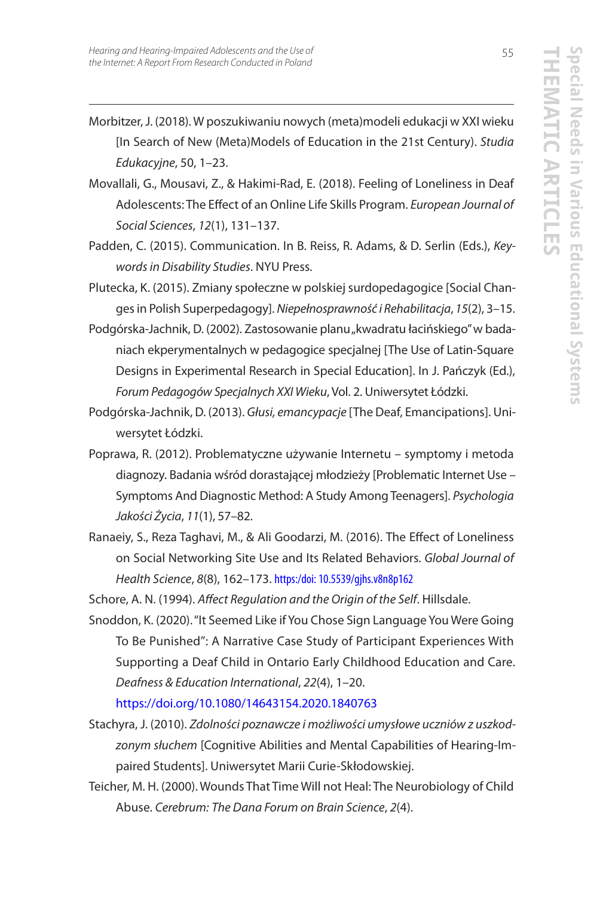Morbitzer, J. (2018). W poszukiwaniu nowych (meta)modeli edukacji w XXI wieku [In Search of New (Meta)Models of Education in the 21st Century). *Studia Edukacyjne*, 50, 1–23.

Movallali, G., Mousavi, Z., & Hakimi-Rad, E. (2018). Feeling of Loneliness in Deaf Adolescents: The Effect of an Online Life Skills Program. *European Journal of Social Sciences*, *12*(1), 131–137.

Padden, C. (2015). Communication. In B. Reiss, R. Adams, & D. Serlin (Eds.), *Keywords in Disability Studies*. NYU Press.

Plutecka, K. (2015). Zmiany społeczne w polskiej surdopedagogice [Social Changes in Polish Superpedagogy]. *Niepełnosprawność i Rehabilitacja*, *15*(2), 3–15.

Podgórska-Jachnik, D. (2002). Zastosowanie planu „kwadratu łacińskiego" w badaniach ekperymentalnych w pedagogice specjalnej [The Use of Latin-Square Designs in Experimental Research in Special Education]. In J. Pańczyk (Ed.), *Forum Pedagogów Specjalnych XXI Wieku*, Vol. 2. Uniwersytet Łódzki.

Podgórska-Jachnik, D. (2013). *Głusi, emancypacje* [The Deaf, Emancipations]. Uniwersytet Łódzki.

Poprawa, R. (2012). Problematyczne używanie Internetu – symptomy i metoda diagnozy. Badania wśród dorastającej młodzieży [Problematic Internet Use – Symptoms And Diagnostic Method: A Study Among Teenagers]. *Psychologia Jakości Życia*, *11*(1), 57–82.

Ranaeiy, S., Reza Taghavi, M., & Ali Goodarzi, M. (2016). The Effect of Loneliness on Social Networking Site Use and Its Related Behaviors. *Global Journal of Health Science*, *8*(8), 162–173. https:/doi: 10.5539/gjhs.v8n8p162

Schore, A. N. (1994). *Affect Regulation and the Origin of the Self*. Hillsdale.

Snoddon, K. (2020). "It Seemed Like if You Chose Sign Language You Were Going To Be Punished": A Narrative Case Study of Participant Experiences With Supporting a Deaf Child in Ontario Early Childhood Education and Care. *Deafness & Education International*, *22*(4), 1–20. https://doi.org/10.1080/14643154.2020.1840763

Stachyra, J. (2010). *Zdolności poznawcze i możliwości umysłowe uczniów z uszkodzonym słuchem* [Cognitive Abilities and Mental Capabilities of Hearing-Impaired Students]. Uniwersytet Marii Curie-Skłodowskiej.

Teicher, M. H. (2000). Wounds That Time Will not Heal: The Neurobiology of Child Abuse. *Cerebrum: The Dana Forum on Brain Science*, *2*(4).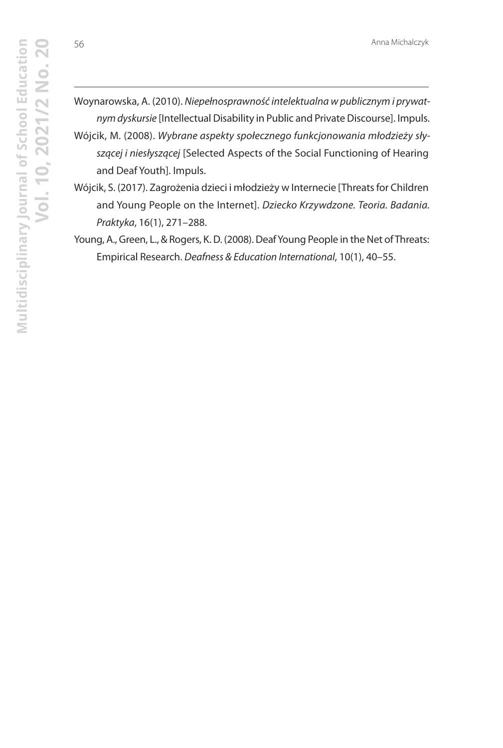Woynarowska, A. (2010). *Niepełnosprawność intelektualna w publicznym i prywatnym dyskursie* [Intellectual Disability in Public and Private Discourse]. Impuls.

Wójcik, M. (2008). *Wybrane aspekty społecznego funkcjonowania młodzieży słyszącej i niesłyszącej* [Selected Aspects of the Social Functioning of Hearing and Deaf Youth]. Impuls.

Wójcik, S. (2017). Zagrożenia dzieci i młodzieży w Internecie [Threats for Children and Young People on the Internet]. *Dziecko Krzywdzone. Teoria. Badania. Praktyka*, 16(1), 271–288.

Young, A., Green, L., & Rogers, K. D. (2008). Deaf Young People in the Net of Threats: Empirical Research. *Deafness & Education International*, 10(1), 40–55.